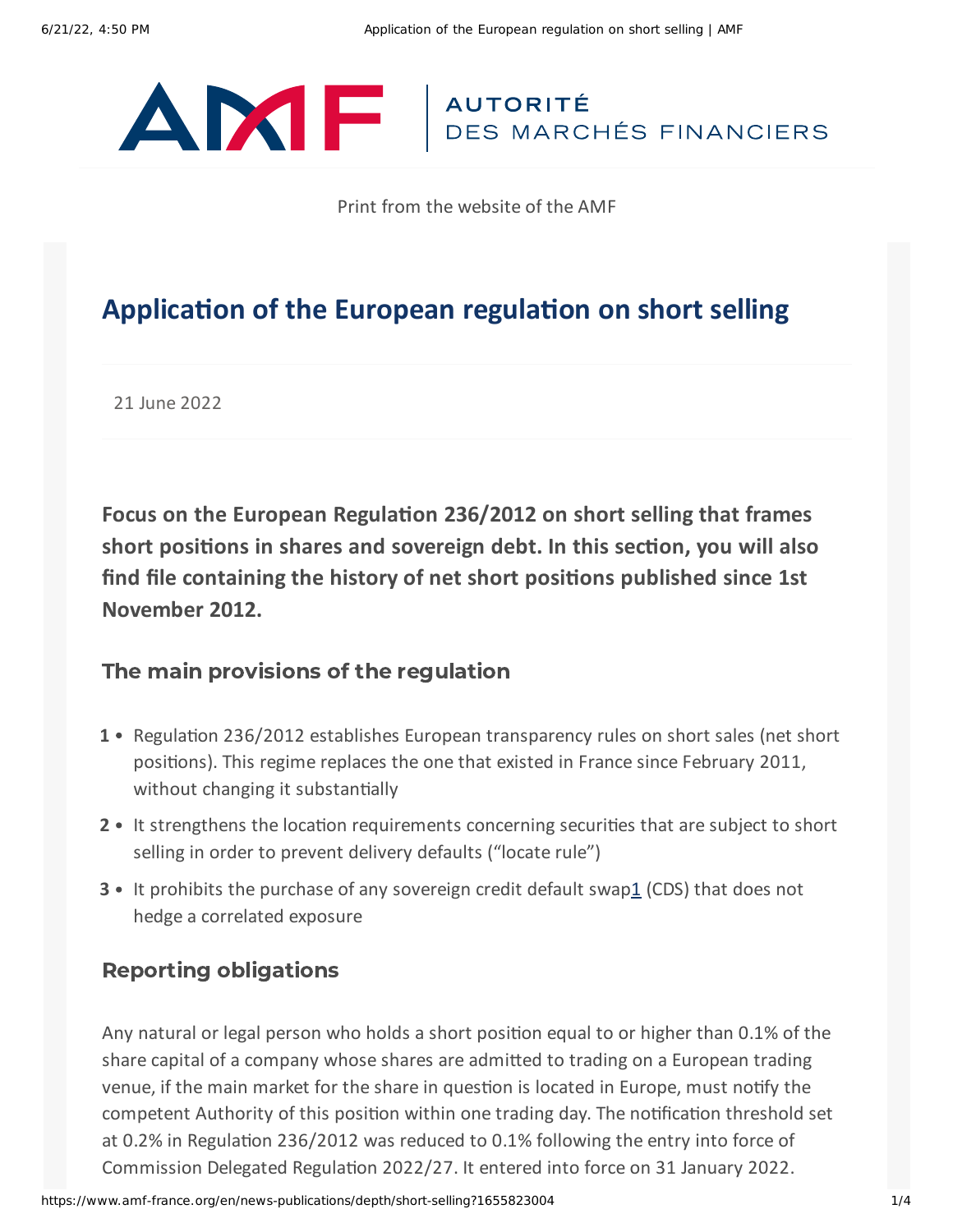AUTORITÉ DES MARCHÉS FINANCIERS

Print from the website of the AMF

# Application of the European regulation on short selling

21 June 2022

**Focus on the European Regulation 236/2012 on short selling that frames short positions in shares and sovereign debt. In this section, you will also find file containing the history of net short positions published since 1st November 2012.**

## The main provisions of the regulation

1. Regulation 236/2012 establishes European transparency rules on short sales (net short positions). This regime replaces the one that existed in France since February 2011, without changing it substantially
2. It strengthens the location requirements concerning securities that are subject to short selling in order to prevent delivery defaults ("locate rule")
3. It prohibits the purchase of any sovereign credit default swap[1] (CDS) that does not hedge a correlated exposure

## Reporting obligations

Any natural or legal person who holds a short position equal to or higher than 0.1% of the share capital of a company whose shares are admitted to trading on a European trading venue, if the main market for the share in question is located in Europe, must notify the competent Authority of this position within one trading day. The notification threshold set at 0.2% in Regulation 236/2012 was reduced to 0.1% following the entry into force of Commission Delegated Regulation 2022/27. It entered into force on 31 January 2022.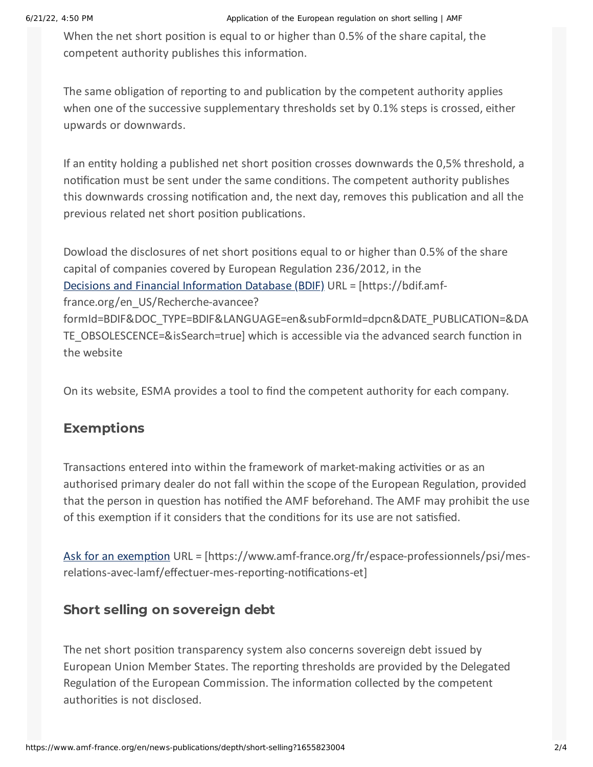When the net short position is equal to or higher than 0.5% of the share capital, the competent authority publishes this information.

The same obligation of reporting to and publication by the competent authority applies when one of the successive supplementary thresholds set by 0.1% steps is crossed, either upwards or downwards.

If an entity holding a published net short position crosses downwards the 0,5% threshold, a notification must be sent under the same conditions. The competent authority publishes this downwards crossing notification and, the next day, removes this publication and all the previous related net short position publications.

Dowload the disclosures of net short positions equal to or higher than 0.5% of the share capital of companies covered by European Regulation 236/2012, in the [Decisions and Financial Information Database (BDIF)](https://bdif.amf-france.org/en_US/Recherche-avancee?formId=BDIF&DOC_TYPE=BDIF&LANGUAGE=en&subFormId=dpcn&DATE_PUBLICATION=&DATE_OBSOLESCENCE=&isSearch=true) URL = [https://bdif.amf-france.org/en_US/Recherche-avancee?formId=BDIF&DOC_TYPE=BDIF&LANGUAGE=en&subFormId=dpcn&DATE_PUBLICATION=&DATE_OBSOLESCENCE=&isSearch=true] which is accessible via the advanced search function in the website

On its website, ESMA provides a tool to find the competent authority for each company.

## Exemptions

Transactions entered into within the framework of market-making activities or as an authorised primary dealer do not fall within the scope of the European Regulation, provided that the person in question has notified the AMF beforehand. The AMF may prohibit the use of this exemption if it considers that the conditions for its use are not satisfied.

[Ask for an exemption](https://www.amf-france.org/fr/espace-professionnels/psi/mes-relations-avec-lamf/effectuer-mes-reporting-notifications-et) URL = [https://www.amf-france.org/fr/espace-professionnels/psi/mes-relations-avec-lamf/effectuer-mes-reporting-notifications-et]

## Short selling on sovereign debt

The net short position transparency system also concerns sovereign debt issued by European Union Member States. The reporting thresholds are provided by the Delegated Regulation of the European Commission. The information collected by the competent authorities is not disclosed.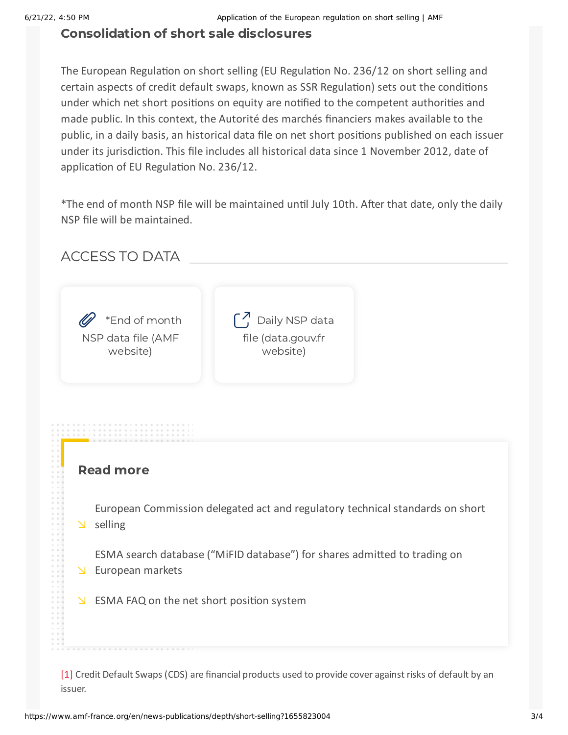## Consolidation of short sale disclosures

The European Regulation on short selling (EU Regulation No. 236/12 on short selling and certain aspects of credit default swaps, known as SSR Regulation) sets out the conditions under which net short positions on equity are notified to the competent authorities and made public. In this context, the Autorité des marchés financiers makes available to the public, in a daily basis, an historical data file on net short positions published on each issuer under its jurisdiction. This file includes all historical data since 1 November 2012, date of application of EU Regulation No. 236/12.

*The end of month NSP file will be maintained until July 10th. After that date, only the daily NSP file will be maintained.

## ACCESS TO DATA

- *End of month NSP data file (AMF website)
- Daily NSP data file (data.gouv.fr website)

### Read more

- European Commission delegated act and regulatory technical standards on short selling
- ESMA search database (“MiFID database”) for shares admitted to trading on European markets
- ESMA FAQ on the net short position system

[1] Credit Default Swaps (CDS) are financial products used to provide cover against risks of default by an issuer.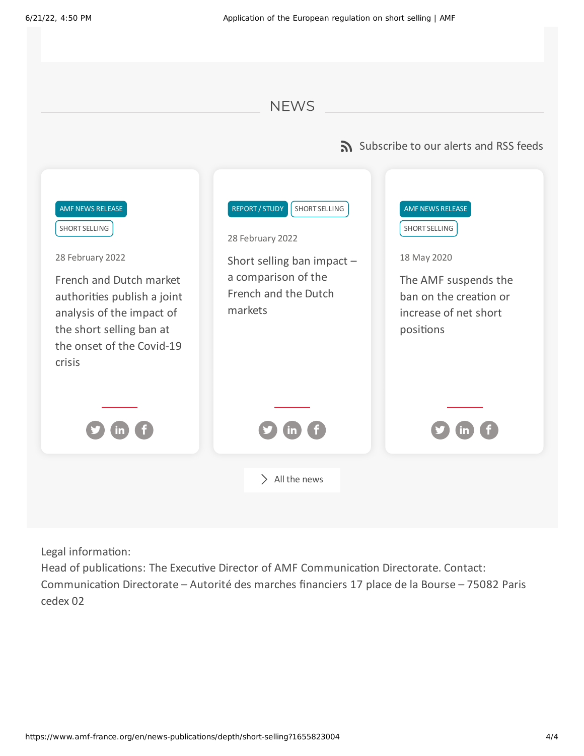## NEWS

Subscribe to our alerts and RSS feeds

AMF NEWS RELEASE

SHORT SELLING

28 February 2022

French and Dutch market authorities publish a joint analysis of the impact of the short selling ban at the onset of the Covid-19 crisis

REPORT / STUDY

SHORT SELLING

28 February 2022

Short selling ban impact – a comparison of the French and the Dutch markets

AMF NEWS RELEASE

SHORT SELLING

18 May 2020

The AMF suspends the ban on the creation or increase of net short positions

All the news

Legal information:
Head of publications: The Executive Director of AMF Communication Directorate. Contact: Communication Directorate – Autorité des marches financiers 17 place de la Bourse – 75082 Paris cedex 02